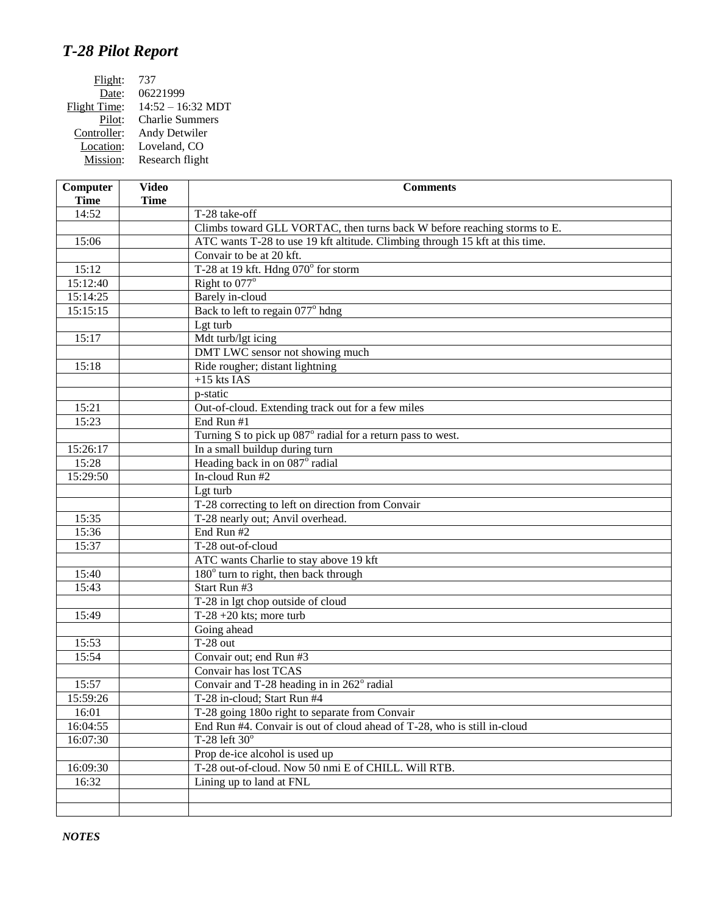# *T-28 Pilot Report*

Flight: 737
Date: 06221999
Flight Time: 14:52 – 16:32 MDT
Pilot: Charlie Summers
Controller: Andy Detwiler
Location: Loveland, CO
Mission: Research flight

| Computer Time | Video Time | Comments |
|---|---|---|
| 14:52 | | T-28 take-off |
| | | Climbs toward GLL VORTAC, then turns back W before reaching storms to E. |
| 15:06 | | ATC wants T-28 to use 19 kft altitude. Climbing through 15 kft at this time. |
| | | Convair to be at 20 kft. |
| 15:12 | | T-28 at 19 kft. Hdng 070$^o$ for storm |
| 15:12:40 | | Right to 077$^o$ |
| 15:14:25 | | Barely in-cloud |
| 15:15:15 | | Back to left to regain 077$^o$ hdng |
| | | Lgt turb |
| 15:17 | | Mdt turb/lgt icing |
| | | DMT LWC sensor not showing much |
| 15:18 | | Ride rougher; distant lightning |
| | | +15 kts IAS |
| | | p-static |
| 15:21 | | Out-of-cloud. Extending track out for a few miles |
| 15:23 | | End Run #1 |
| | | Turning S to pick up 087$^o$ radial for a return pass to west. |
| 15:26:17 | | In a small buildup during turn |
| 15:28 | | Heading back in on 087$^o$ radial |
| 15:29:50 | | In-cloud Run #2 |
| | | Lgt turb |
| | | T-28 correcting to left on direction from Convair |
| 15:35 | | T-28 nearly out; Anvil overhead. |
| 15:36 | | End Run #2 |
| 15:37 | | T-28 out-of-cloud |
| | | ATC wants Charlie to stay above 19 kft |
| 15:40 | | 180$^o$ turn to right, then back through |
| 15:43 | | Start Run #3 |
| | | T-28 in lgt chop outside of cloud |
| 15:49 | | T-28 +20 kts; more turb |
| | | Going ahead |
| 15:53 | | T-28 out |
| 15:54 | | Convair out; end Run #3 |
| | | Convair has lost TCAS |
| 15:57 | | Convair and T-28 heading in in 262$^o$ radial |
| 15:59:26 | | T-28 in-cloud; Start Run #4 |
| 16:01 | | T-28 going 180o right to separate from Convair |
| 16:04:55 | | End Run #4. Convair is out of cloud ahead of T-28, who is still in-cloud |
| 16:07:30 | | T-28 left 30$^o$ |
| | | Prop de-ice alcohol is used up |
| 16:09:30 | | T-28 out-of-cloud. Now 50 nmi E of CHILL. Will RTB. |
| 16:32 | | Lining up to land at FNL |
| | | |
| | | |

***NOTES***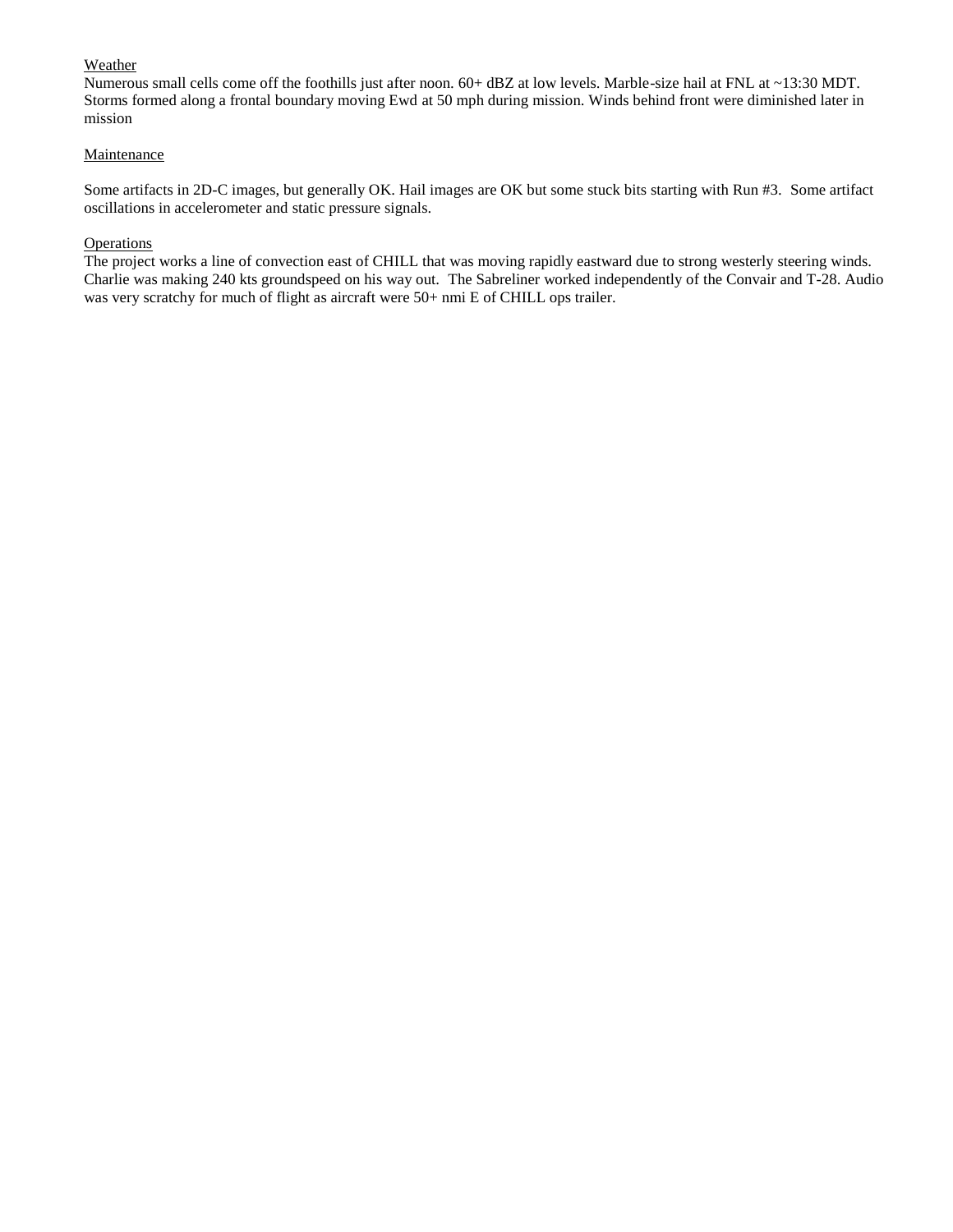## Weather

Numerous small cells come off the foothills just after noon. 60+ dBZ at low levels. Marble-size hail at FNL at ~13:30 MDT. Storms formed along a frontal boundary moving Ewd at 50 mph during mission. Winds behind front were diminished later in mission

## Maintenance

Some artifacts in 2D-C images, but generally OK. Hail images are OK but some stuck bits starting with Run #3. Some artifact oscillations in accelerometer and static pressure signals.

## Operations

The project works a line of convection east of CHILL that was moving rapidly eastward due to strong westerly steering winds. Charlie was making 240 kts groundspeed on his way out. The Sabreliner worked independently of the Convair and T-28. Audio was very scratchy for much of flight as aircraft were 50+ nmi E of CHILL ops trailer.